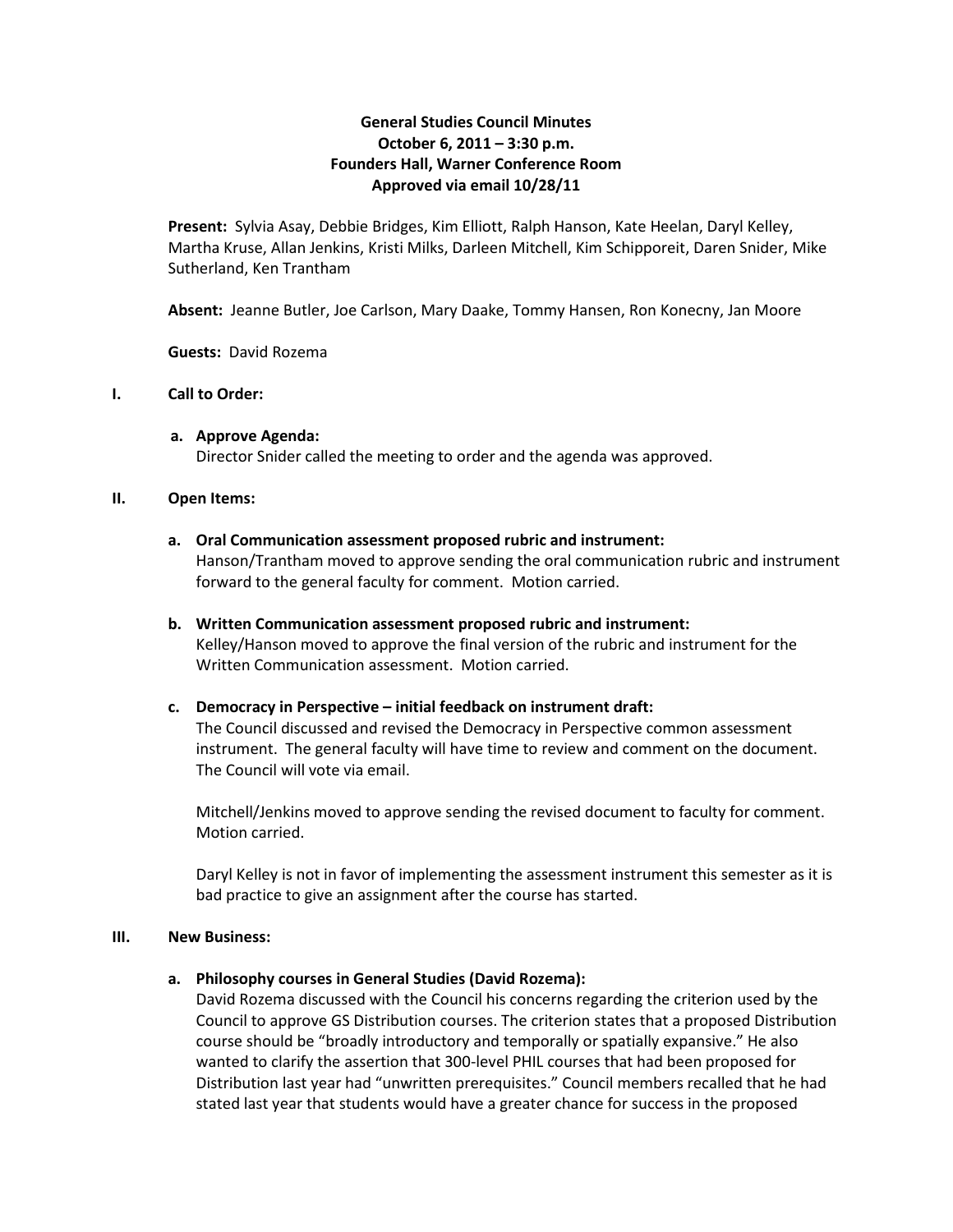# General Studies Council Minutes
## October 6, 2011 – 3:30 p.m.
## Founders Hall, Warner Conference Room
## Approved via email 10/28/11

**Present:** Sylvia Asay, Debbie Bridges, Kim Elliott, Ralph Hanson, Kate Heelan, Daryl Kelley, Martha Kruse, Allan Jenkins, Kristi Milks, Darleen Mitchell, Kim Schipporeit, Daren Snider, Mike Sutherland, Ken Trantham

**Absent:** Jeanne Butler, Joe Carlson, Mary Daake, Tommy Hansen, Ron Konecny, Jan Moore

**Guests:** David Rozema

## I. Call to Order:

**a. Approve Agenda:**
Director Snider called the meeting to order and the agenda was approved.

## II. Open Items:

**a. Oral Communication assessment proposed rubric and instrument:**
Hanson/Trantham moved to approve sending the oral communication rubric and instrument forward to the general faculty for comment. Motion carried.

**b. Written Communication assessment proposed rubric and instrument:**
Kelley/Hanson moved to approve the final version of the rubric and instrument for the Written Communication assessment. Motion carried.

**c. Democracy in Perspective – initial feedback on instrument draft:**
The Council discussed and revised the Democracy in Perspective common assessment instrument. The general faculty will have time to review and comment on the document. The Council will vote via email.

Mitchell/Jenkins moved to approve sending the revised document to faculty for comment. Motion carried.

Daryl Kelley is not in favor of implementing the assessment instrument this semester as it is bad practice to give an assignment after the course has started.

## III. New Business:

**a. Philosophy courses in General Studies (David Rozema):**
David Rozema discussed with the Council his concerns regarding the criterion used by the Council to approve GS Distribution courses. The criterion states that a proposed Distribution course should be "broadly introductory and temporally or spatially expansive." He also wanted to clarify the assertion that 300-level PHIL courses that had been proposed for Distribution last year had "unwritten prerequisites." Council members recalled that he had stated last year that students would have a greater chance for success in the proposed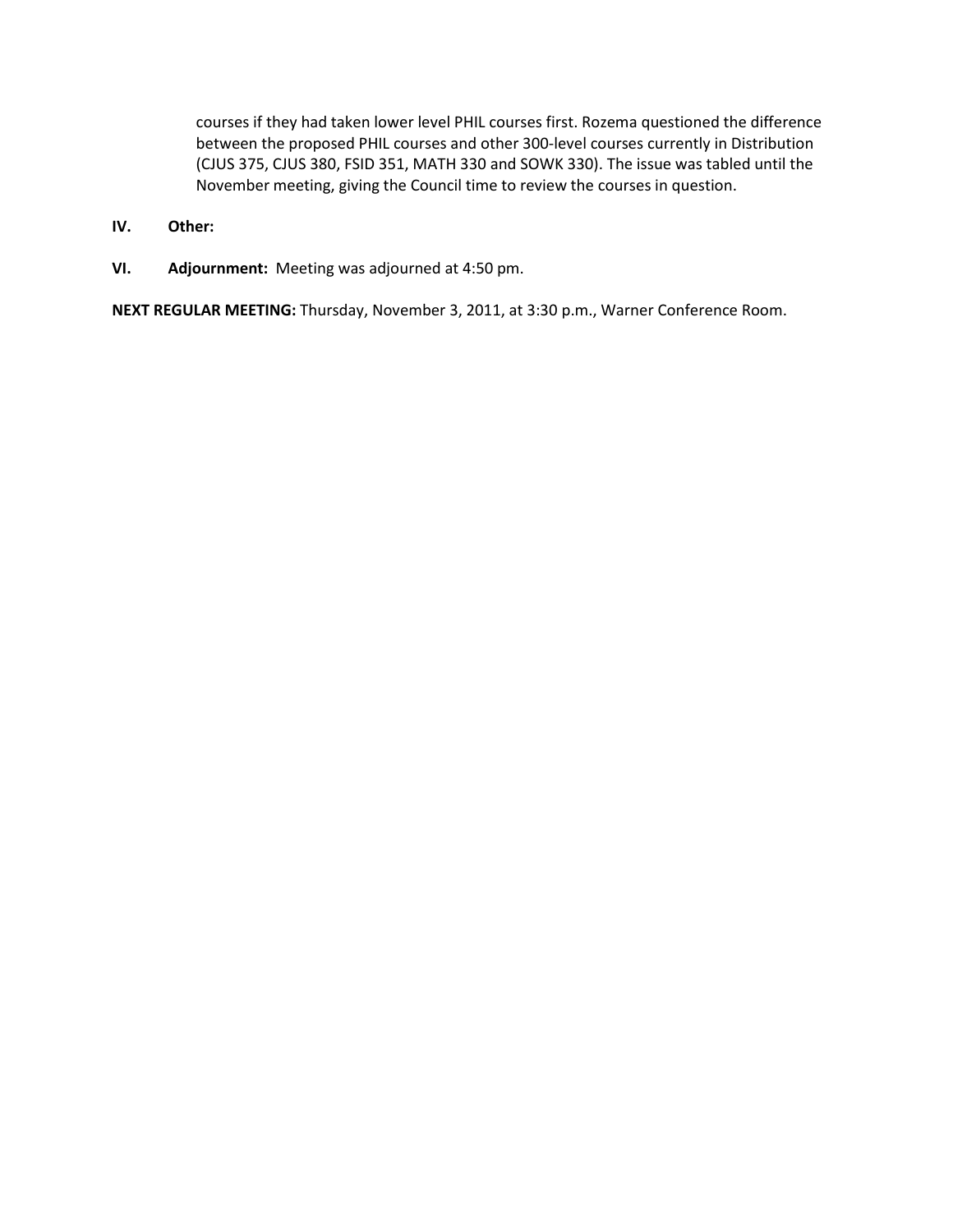courses if they had taken lower level PHIL courses first. Rozema questioned the difference between the proposed PHIL courses and other 300-level courses currently in Distribution (CJUS 375, CJUS 380, FSID 351, MATH 330 and SOWK 330). The issue was tabled until the November meeting, giving the Council time to review the courses in question.

**IV. Other:**

**VI. Adjournment:** Meeting was adjourned at 4:50 pm.

**NEXT REGULAR MEETING:** Thursday, November 3, 2011, at 3:30 p.m., Warner Conference Room.